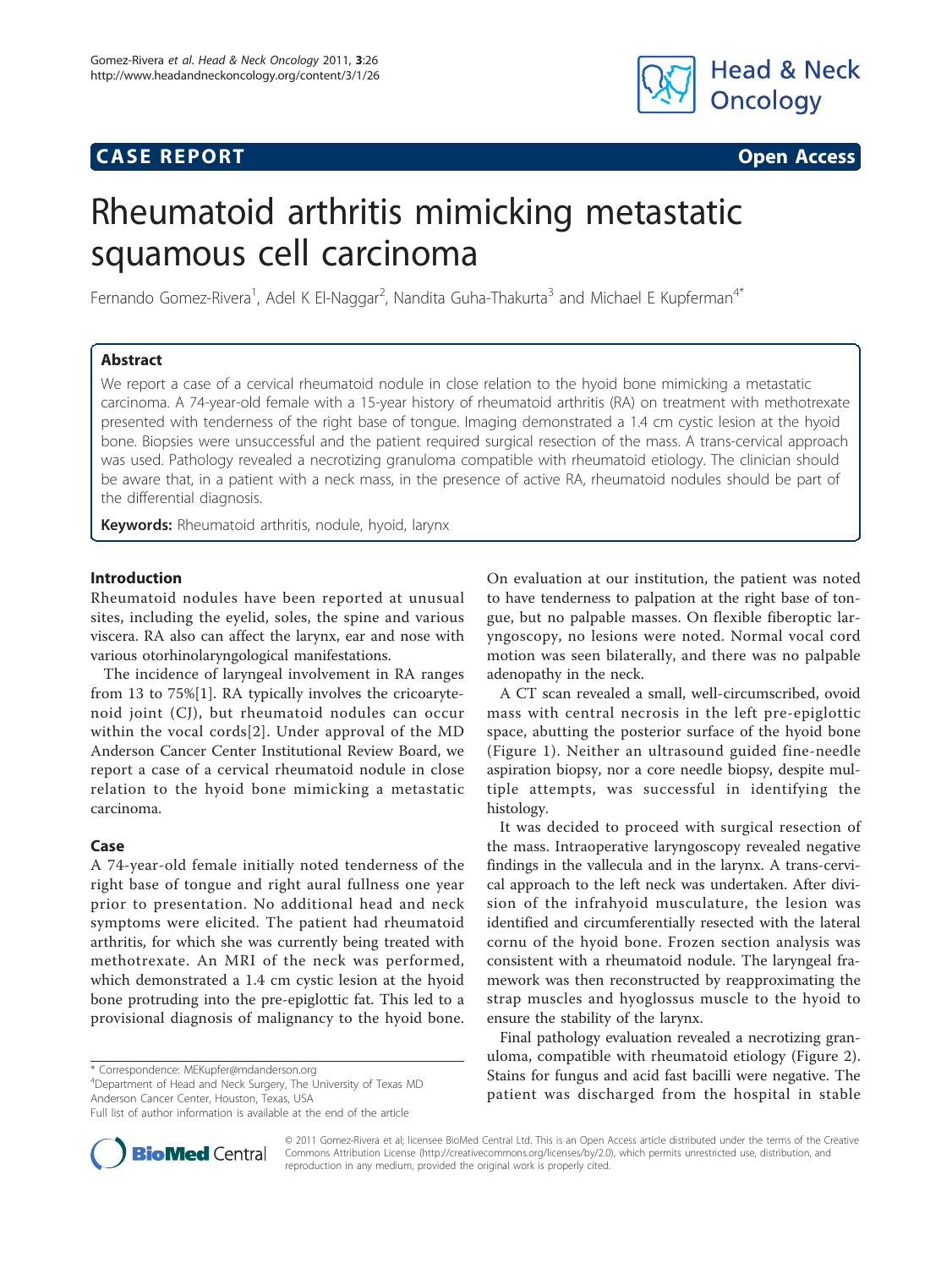**CASE REPORT** **Open Access**

# Rheumatoid arthritis mimicking metastatic squamous cell carcinoma

Fernando Gomez-Rivera[1], Adel K El-Naggar[2], Nandita Guha-Thakurta[3] and Michael E Kupferman[4*]

## Abstract

We report a case of a cervical rheumatoid nodule in close relation to the hyoid bone mimicking a metastatic carcinoma. A 74-year-old female with a 15-year history of rheumatoid arthritis (RA) on treatment with methotrexate presented with tenderness of the right base of tongue. Imaging demonstrated a 1.4 cm cystic lesion at the hyoid bone. Biopsies were unsuccessful and the patient required surgical resection of the mass. A trans-cervical approach was used. Pathology revealed a necrotizing granuloma compatible with rheumatoid etiology. The clinician should be aware that, in a patient with a neck mass, in the presence of active RA, rheumatoid nodules should be part of the differential diagnosis.

**Keywords:** Rheumatoid arthritis, nodule, hyoid, larynx

## Introduction

Rheumatoid nodules have been reported at unusual sites, including the eyelid, soles, the spine and various viscera. RA also can affect the larynx, ear and nose with various otorhinolaryngological manifestations.

The incidence of laryngeal involvement in RA ranges from 13 to 75%[1]. RA typically involves the cricoarytenoid joint (CJ), but rheumatoid nodules can occur within the vocal cords[2]. Under approval of the MD Anderson Cancer Center Institutional Review Board, we report a case of a cervical rheumatoid nodule in close relation to the hyoid bone mimicking a metastatic carcinoma.

## Case

A 74-year-old female initially noted tenderness of the right base of tongue and right aural fullness one year prior to presentation. No additional head and neck symptoms were elicited. The patient had rheumatoid arthritis, for which she was currently being treated with methotrexate. An MRI of the neck was performed, which demonstrated a 1.4 cm cystic lesion at the hyoid bone protruding into the pre-epiglottic fat. This led to a provisional diagnosis of malignancy to the hyoid bone.

On evaluation at our institution, the patient was noted to have tenderness to palpation at the right base of tongue, but no palpable masses. On flexible fiberoptic laryngoscopy, no lesions were noted. Normal vocal cord motion was seen bilaterally, and there was no palpable adenopathy in the neck.

A CT scan revealed a small, well-circumscribed, ovoid mass with central necrosis in the left pre-epiglottic space, abutting the posterior surface of the hyoid bone (Figure 1). Neither an ultrasound guided fine-needle aspiration biopsy, nor a core needle biopsy, despite multiple attempts, was successful in identifying the histology.

It was decided to proceed with surgical resection of the mass. Intraoperative laryngoscopy revealed negative findings in the vallecula and in the larynx. A trans-cervical approach to the left neck was undertaken. After division of the infrahyoid musculature, the lesion was identified and circumferentially resected with the lateral cornu of the hyoid bone. Frozen section analysis was consistent with a rheumatoid nodule. The laryngeal framework was then reconstructed by reapproximating the strap muscles and hyoglossus muscle to the hyoid to ensure the stability of the larynx.

Final pathology evaluation revealed a necrotizing granuloma, compatible with rheumatoid etiology (Figure 2). Stains for fungus and acid fast bacilli were negative. The patient was discharged from the hospital in stable

\* Correspondence: MEKupfer@mdanderson.org
[4]Department of Head and Neck Surgery, The University of Texas MD Anderson Cancer Center, Houston, Texas, USA
Full list of author information is available at the end of the article

© 2011 Gomez-Rivera et al; licensee BioMed Central Ltd. This is an Open Access article distributed under the terms of the Creative Commons Attribution License (http://creativecommons.org/licenses/by/2.0), which permits unrestricted use, distribution, and reproduction in any medium, provided the original work is properly cited.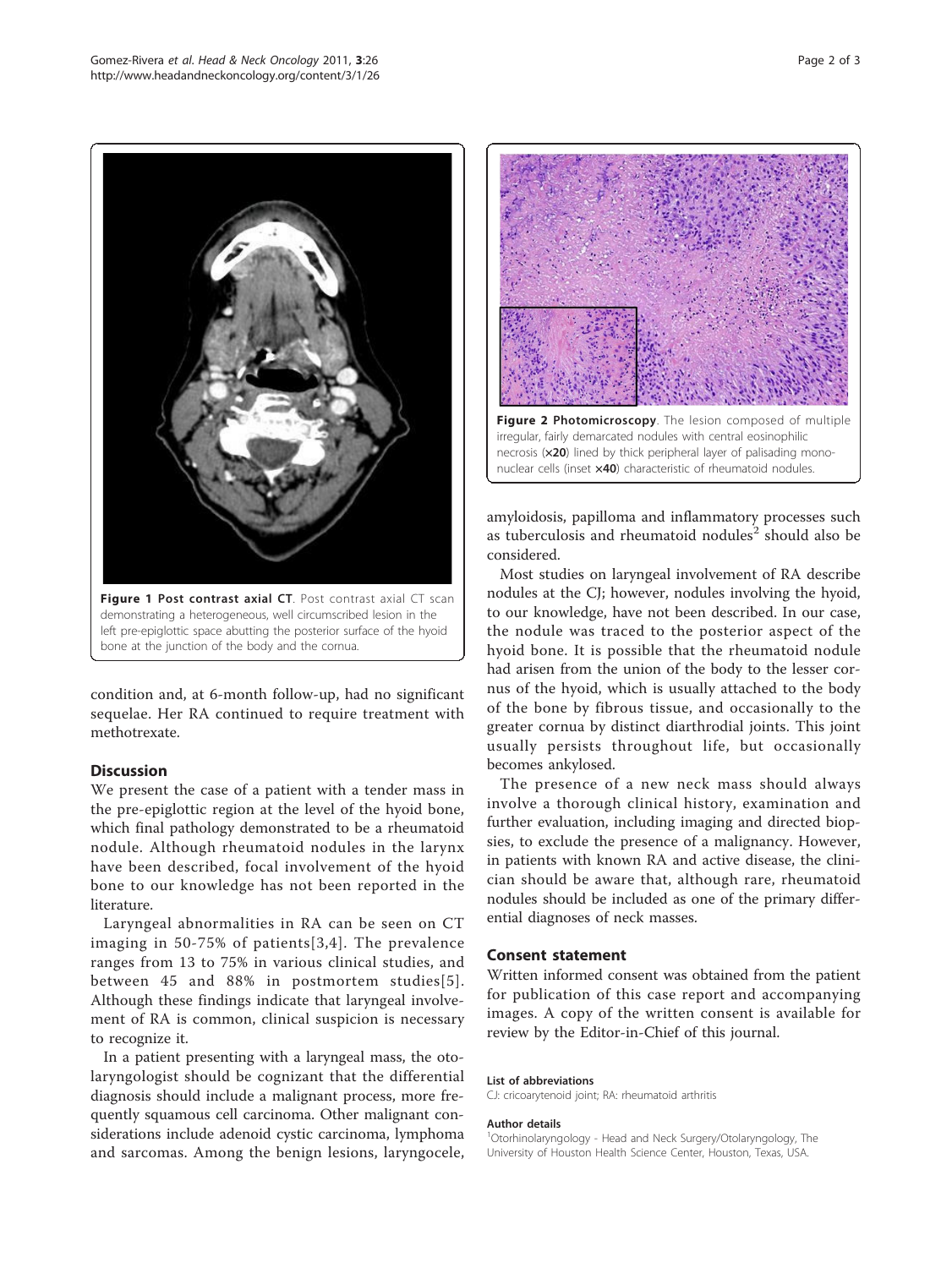**Figure 1 Post contrast axial CT**. Post contrast axial CT scan demonstrating a heterogeneous, well circumscribed lesion in the left pre-epiglottic space abutting the posterior surface of the hyoid bone at the junction of the body and the cornua.

condition and, at 6-month follow-up, had no significant sequelae. Her RA continued to require treatment with methotrexate.

## Discussion

We present the case of a patient with a tender mass in the pre-epiglottic region at the level of the hyoid bone, which final pathology demonstrated to be a rheumatoid nodule. Although rheumatoid nodules in the larynx have been described, focal involvement of the hyoid bone to our knowledge has not been reported in the literature.

Laryngeal abnormalities in RA can be seen on CT imaging in 50-75% of patients[3,4]. The prevalence ranges from 13 to 75% in various clinical studies, and between 45 and 88% in postmortem studies[5]. Although these findings indicate that laryngeal involvement of RA is common, clinical suspicion is necessary to recognize it.

In a patient presenting with a laryngeal mass, the otolaryngologist should be cognizant that the differential diagnosis should include a malignant process, more frequently squamous cell carcinoma. Other malignant considerations include adenoid cystic carcinoma, lymphoma and sarcomas. Among the benign lesions, laryngocele, amyloidosis, papilloma and inflammatory processes such as tuberculosis and rheumatoid nodules[2] should also be considered.

**Figure 2 Photomicroscopy**. The lesion composed of multiple irregular, fairly demarcated nodules with central eosinophilic necrosis (×**20**) lined by thick peripheral layer of palisading mononuclear cells (inset ×**40**) characteristic of rheumatoid nodules.

Most studies on laryngeal involvement of RA describe nodules at the CJ; however, nodules involving the hyoid, to our knowledge, have not been described. In our case, the nodule was traced to the posterior aspect of the hyoid bone. It is possible that the rheumatoid nodule had arisen from the union of the body to the lesser cornus of the hyoid, which is usually attached to the body of the bone by fibrous tissue, and occasionally to the greater cornua by distinct diarthrodial joints. This joint usually persists throughout life, but occasionally becomes ankylosed.

The presence of a new neck mass should always involve a thorough clinical history, examination and further evaluation, including imaging and directed biopsies, to exclude the presence of a malignancy. However, in patients with known RA and active disease, the clinician should be aware that, although rare, rheumatoid nodules should be included as one of the primary differential diagnoses of neck masses.

## Consent statement

Written informed consent was obtained from the patient for publication of this case report and accompanying images. A copy of the written consent is available for review by the Editor-in-Chief of this journal.

#### List of abbreviations

CJ: cricoarytenoid joint; RA: rheumatoid arthritis

#### Author details

[1]Otorhinolaryngology - Head and Neck Surgery/Otolaryngology, The University of Houston Health Science Center, Houston, Texas, USA.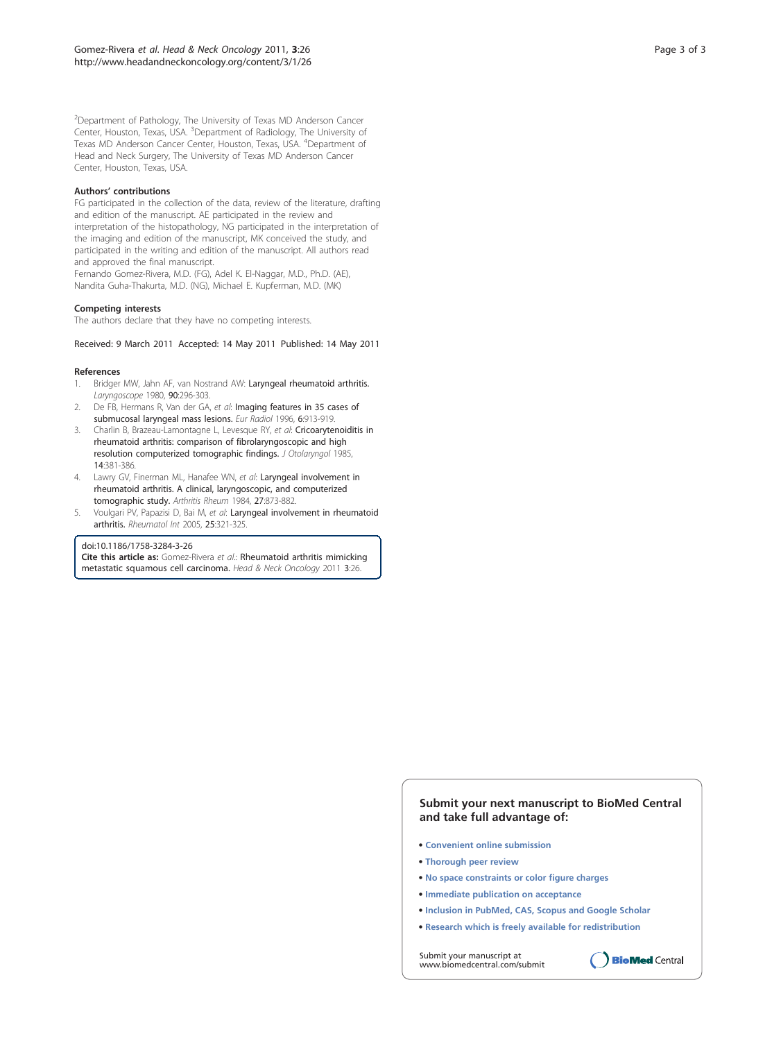[2]Department of Pathology, The University of Texas MD Anderson Cancer Center, Houston, Texas, USA. [3]Department of Radiology, The University of Texas MD Anderson Cancer Center, Houston, Texas, USA. [4]Department of Head and Neck Surgery, The University of Texas MD Anderson Cancer Center, Houston, Texas, USA.

### Authors' contributions

FG participated in the collection of the data, review of the literature, drafting and edition of the manuscript. AE participated in the review and interpretation of the histopathology, NG participated in the interpretation of the imaging and edition of the manuscript, MK conceived the study, and participated in the writing and edition of the manuscript. All authors read and approved the final manuscript.

Fernando Gomez-Rivera, M.D. (FG), Adel K. El-Naggar, M.D., Ph.D. (AE), Nandita Guha-Thakurta, M.D. (NG), Michael E. Kupferman, M.D. (MK)

### Competing interests

The authors declare that they have no competing interests.

Received: 9 March 2011 Accepted: 14 May 2011 Published: 14 May 2011

### References

1. Bridger MW, Jahn AF, van Nostrand AW: **Laryngeal rheumatoid arthritis.** *Laryngoscope* 1980, **90**:296-303.
2. De FB, Hermans R, Van der GA, *et al*: **Imaging features in 35 cases of submucosal laryngeal mass lesions.** *Eur Radiol* 1996, **6**:913-919.
3. Charlin B, Brazeau-Lamontagne L, Levesque RY, *et al*: **Cricoarytenoiditis in rheumatoid arthritis: comparison of fibrolaryngoscopic and high resolution computerized tomographic findings.** *J Otolaryngol* 1985, **14**:381-386.
4. Lawry GV, Finerman ML, Hanafee WN, *et al*: **Laryngeal involvement in rheumatoid arthritis. A clinical, laryngoscopic, and computerized tomographic study.** *Arthritis Rheum* 1984, **27**:873-882.
5. Voulgari PV, Papazisi D, Bai M, *et al*: **Laryngeal involvement in rheumatoid arthritis.** *Rheumatol Int* 2005, **25**:321-325.

doi:10.1186/1758-3284-3-26

**Cite this article as:** Gomez-Rivera *et al.*: Rheumatoid arthritis mimicking metastatic squamous cell carcinoma. *Head & Neck Oncology* 2011 **3**:26.

**Submit your next manuscript to BioMed Central and take full advantage of:**

- Convenient online submission
- Thorough peer review
- No space constraints or color figure charges
- Immediate publication on acceptance
- Inclusion in PubMed, CAS, Scopus and Google Scholar
- Research which is freely available for redistribution

Submit your manuscript at www.biomedcentral.com/submit

BioMed Central